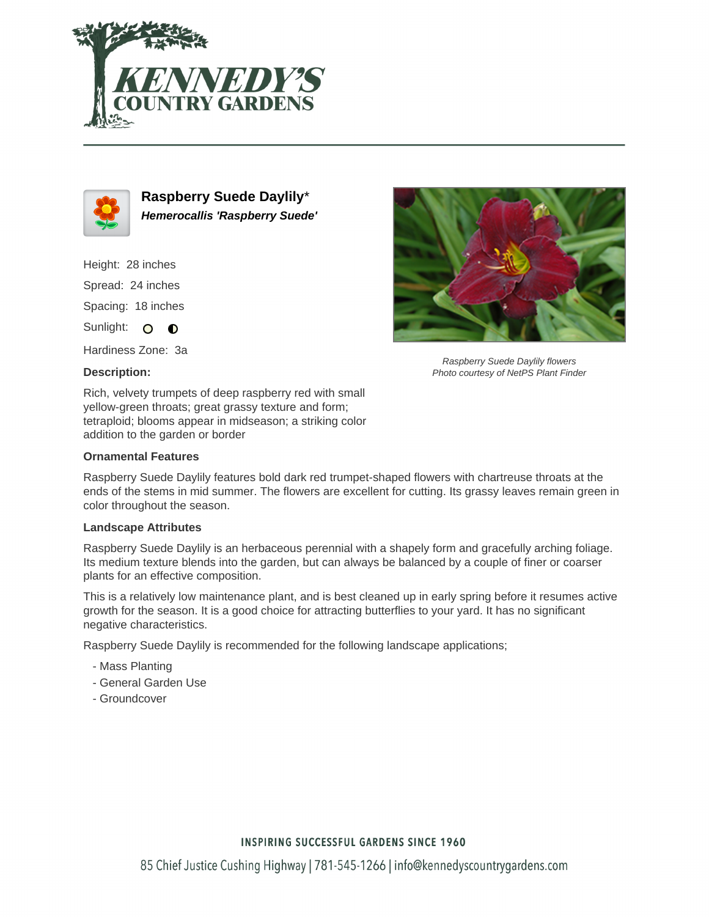# Raspberry Suede Daylily*

***Hemerocallis 'Raspberry Suede'***

Height: 28 inches

Spread: 24 inches

Spacing: 18 inches

Sunlight:

Hardiness Zone: 3a

Raspberry Suede Daylily flowers
Photo courtesy of NetPS Plant Finder

**Description:**

Rich, velvety trumpets of deep raspberry red with small yellow-green throats; great grassy texture and form; tetraploid; blooms appear in midseason; a striking color addition to the garden or border

**Ornamental Features**

Raspberry Suede Daylily features bold dark red trumpet-shaped flowers with chartreuse throats at the ends of the stems in mid summer. The flowers are excellent for cutting. Its grassy leaves remain green in color throughout the season.

**Landscape Attributes**

Raspberry Suede Daylily is an herbaceous perennial with a shapely form and gracefully arching foliage. Its medium texture blends into the garden, but can always be balanced by a couple of finer or coarser plants for an effective composition.

This is a relatively low maintenance plant, and is best cleaned up in early spring before it resumes active growth for the season. It is a good choice for attracting butterflies to your yard. It has no significant negative characteristics.

Raspberry Suede Daylily is recommended for the following landscape applications;

- Mass Planting
- General Garden Use
- Groundcover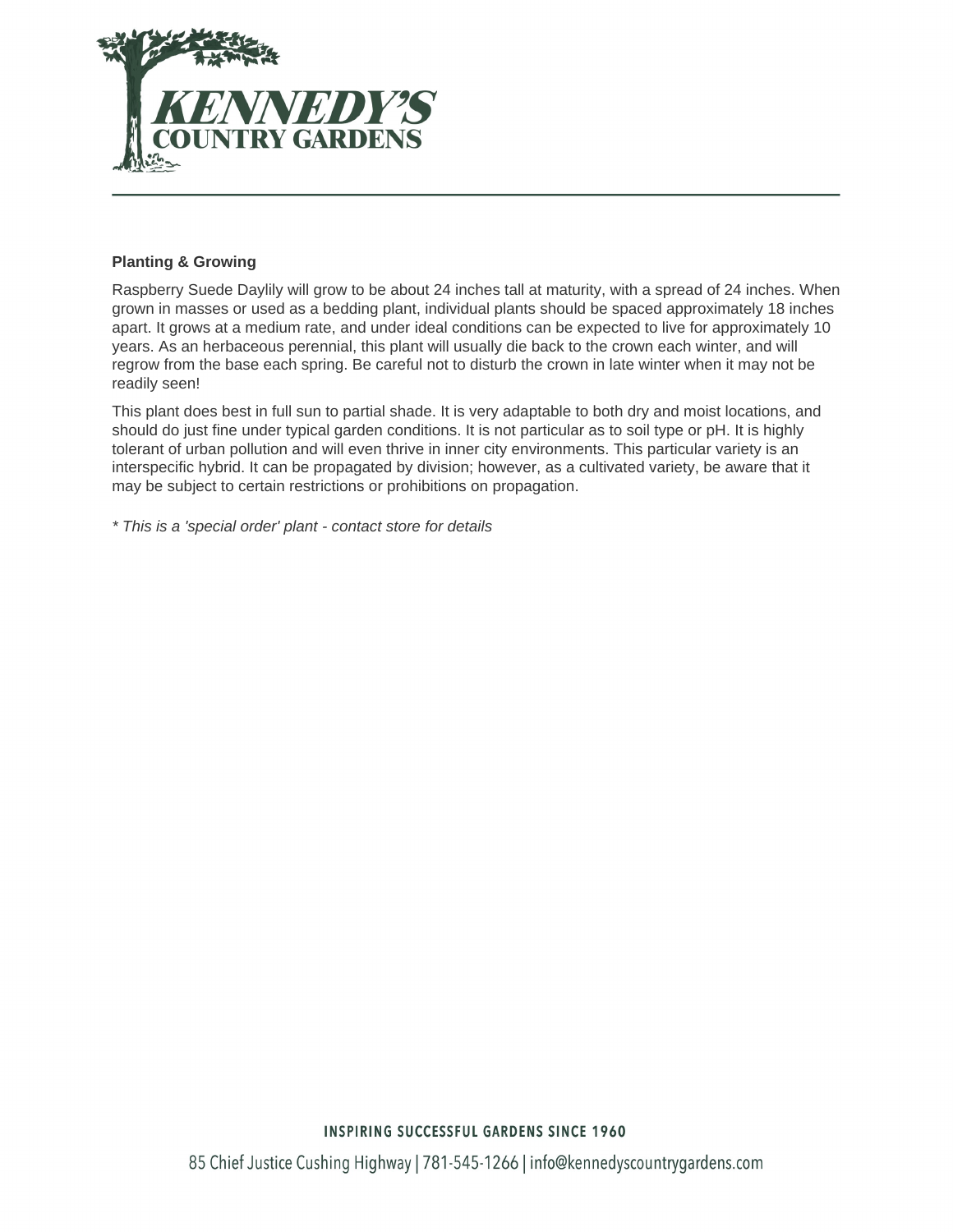**Planting & Growing**

Raspberry Suede Daylily will grow to be about 24 inches tall at maturity, with a spread of 24 inches. When grown in masses or used as a bedding plant, individual plants should be spaced approximately 18 inches apart. It grows at a medium rate, and under ideal conditions can be expected to live for approximately 10 years. As an herbaceous perennial, this plant will usually die back to the crown each winter, and will regrow from the base each spring. Be careful not to disturb the crown in late winter when it may not be readily seen!

This plant does best in full sun to partial shade. It is very adaptable to both dry and moist locations, and should do just fine under typical garden conditions. It is not particular as to soil type or pH. It is highly tolerant of urban pollution and will even thrive in inner city environments. This particular variety is an interspecific hybrid. It can be propagated by division; however, as a cultivated variety, be aware that it may be subject to certain restrictions or prohibitions on propagation.

*\* This is a 'special order' plant - contact store for details*